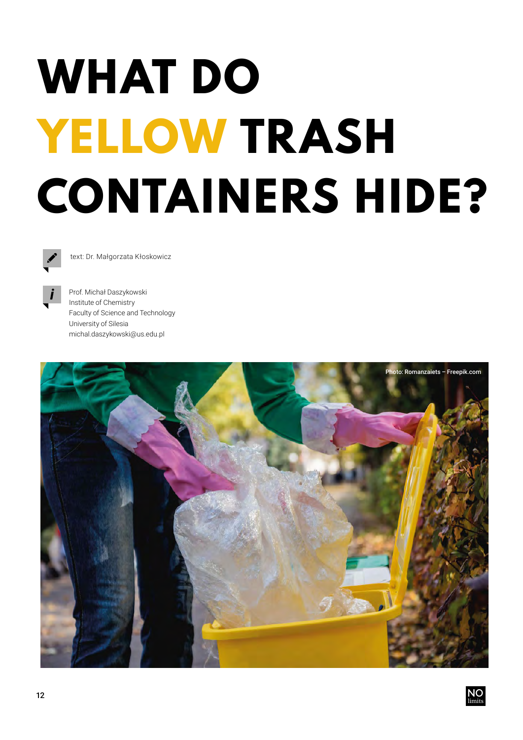# WHAT DO YELLOW TRASH CONTAINERS HIDE?

text: Dr. Małgorzata Kłoskowicz

Prof. Michał Daszykowski
Institute of Chemistry
Faculty of Science and Technology
University of Silesia
michal.daszykowski@us.edu.pl

Photo: Romanzaiets – Freepik.com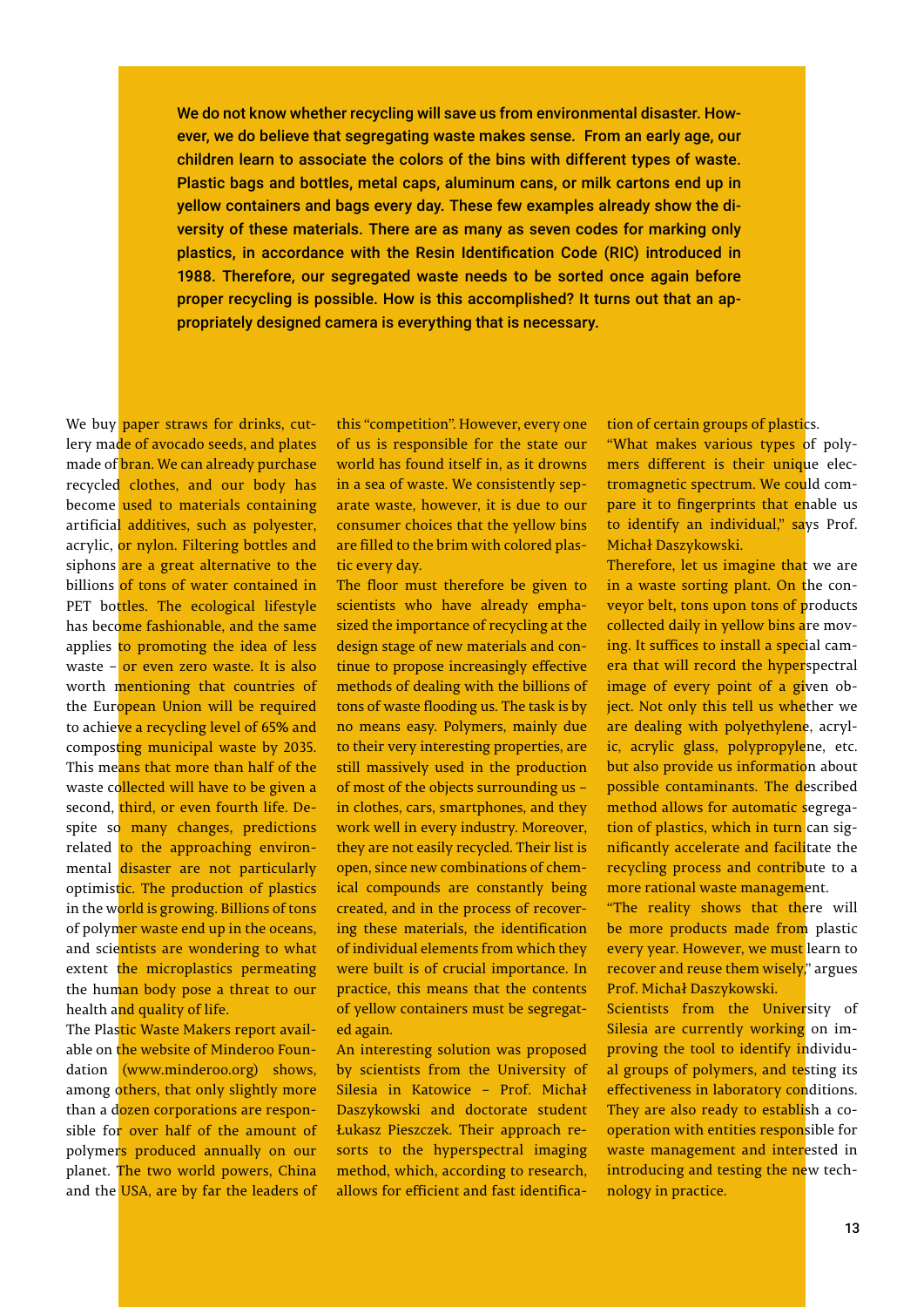**We do not know whether recycling will save us from environmental disaster. However, we do believe that segregating waste makes sense. From an early age, our children learn to associate the colors of the bins with different types of waste. Plastic bags and bottles, metal caps, aluminum cans, or milk cartons end up in yellow containers and bags every day. These few examples already show the diversity of these materials. There are as many as seven codes for marking only plastics, in accordance with the Resin Identification Code (RIC) introduced in 1988. Therefore, our segregated waste needs to be sorted once again before proper recycling is possible. How is this accomplished? It turns out that an appropriately designed camera is everything that is necessary.**

We buy paper straws for drinks, cutlery made of avocado seeds, and plates made of bran. We can already purchase recycled clothes, and our body has become used to materials containing artificial additives, such as polyester, acrylic, or nylon. Filtering bottles and siphons are a great alternative to the billions of tons of water contained in PET bottles. The ecological lifestyle has become fashionable, and the same applies to promoting the idea of less waste – or even zero waste. It is also worth mentioning that countries of the European Union will be required to achieve a recycling level of 65% and composting municipal waste by 2035. This means that more than half of the waste collected will have to be given a second, third, or even fourth life. Despite so many changes, predictions related to the approaching environmental disaster are not particularly optimistic. The production of plastics in the world is growing. Billions of tons of polymer waste end up in the oceans, and scientists are wondering to what extent the microplastics permeating the human body pose a threat to our health and quality of life.

The Plastic Waste Makers report available on the website of Minderoo Foundation (www.minderoo.org) shows, among others, that only slightly more than a dozen corporations are responsible for over half of the amount of polymers produced annually on our planet. The two world powers, China and the USA, are by far the leaders of this "competition". However, every one of us is responsible for the state our world has found itself in, as it drowns in a sea of waste. We consistently separate waste, however, it is due to our consumer choices that the yellow bins are filled to the brim with colored plastic every day.

The floor must therefore be given to scientists who have already emphasized the importance of recycling at the design stage of new materials and continue to propose increasingly effective methods of dealing with the billions of tons of waste flooding us. The task is by no means easy. Polymers, mainly due to their very interesting properties, are still massively used in the production of most of the objects surrounding us – in clothes, cars, smartphones, and they work well in every industry. Moreover, they are not easily recycled. Their list is open, since new combinations of chemical compounds are constantly being created, and in the process of recovering these materials, the identification of individual elements from which they were built is of crucial importance. In practice, this means that the contents of yellow containers must be segregated again.

An interesting solution was proposed by scientists from the University of Silesia in Katowice – Prof. Michał Daszykowski and doctorate student Łukasz Pieszczek. Their approach resorts to the hyperspectral imaging method, which, according to research, allows for efficient and fast identification of certain groups of plastics.

"What makes various types of polymers different is their unique electromagnetic spectrum. We could compare it to fingerprints that enable us to identify an individual," says Prof. Michał Daszykowski.

Therefore, let us imagine that we are in a waste sorting plant. On the conveyor belt, tons upon tons of products collected daily in yellow bins are moving. It suffices to install a special camera that will record the hyperspectral image of every point of a given object. Not only this tell us whether we are dealing with polyethylene, acrylic, acrylic glass, polypropylene, etc. but also provide us information about possible contaminants. The described method allows for automatic segregation of plastics, which in turn can significantly accelerate and facilitate the recycling process and contribute to a more rational waste management.

"The reality shows that there will be more products made from plastic every year. However, we must learn to recover and reuse them wisely," argues Prof. Michał Daszykowski.

Scientists from the University of Silesia are currently working on improving the tool to identify individual groups of polymers, and testing its effectiveness in laboratory conditions. They are also ready to establish a cooperation with entities responsible for waste management and interested in introducing and testing the new technology in practice.